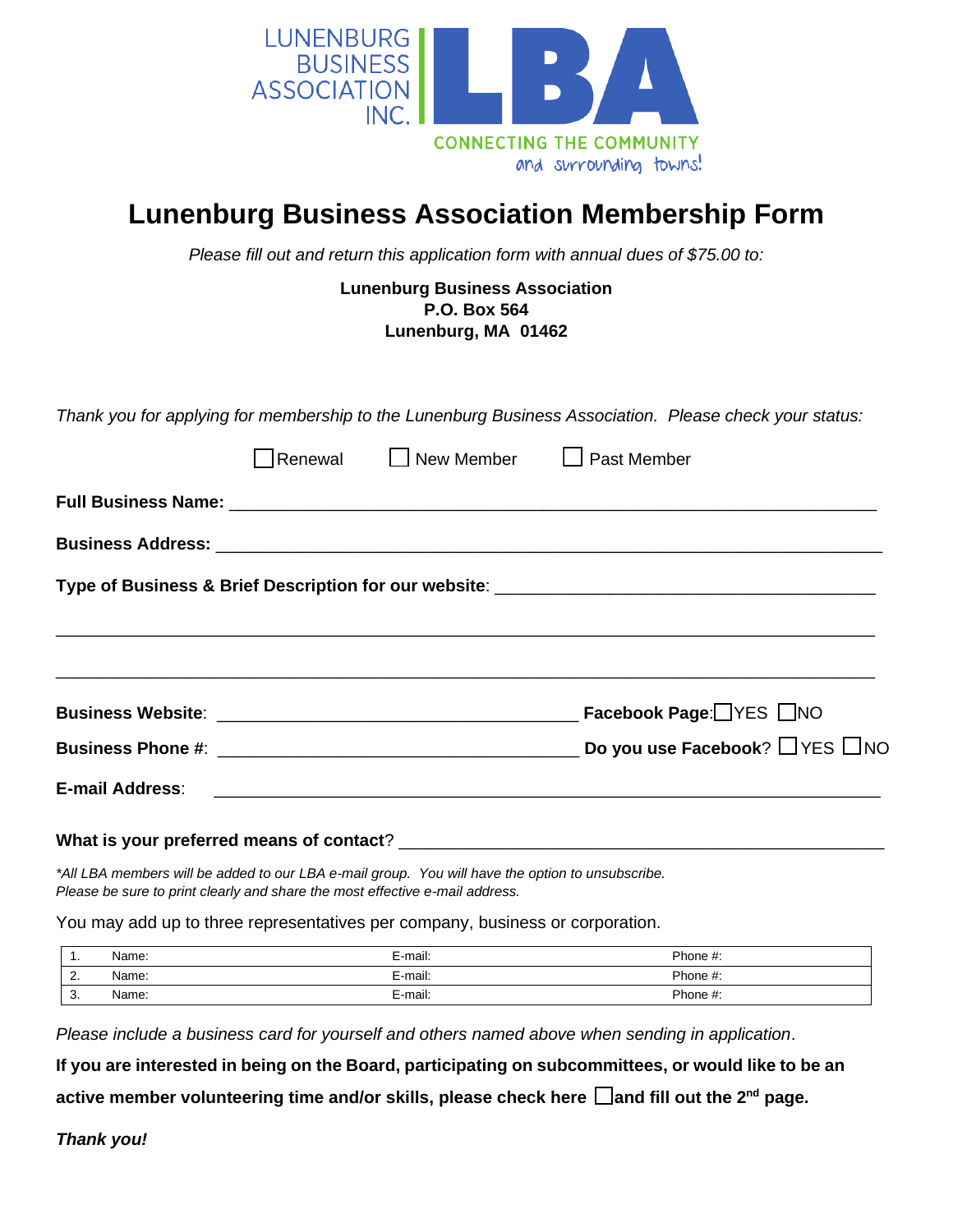LUNENBURG BUSINESS ASSOCIATION INC.

LBA

CONNECTING THE COMMUNITY and surrounding towns!

# Lunenburg Business Association Membership Form

*Please fill out and return this application form with annual dues of $75.00 to:*

**Lunenburg Business Association**
**P.O. Box 564**
**Lunenburg, MA 01462**

*Thank you for applying for membership to the Lunenburg Business Association. Please check your status:*

☐ Renewal ☐ New Member ☐ Past Member

**Full Business Name:** ______________________________________________________________

**Business Address:** ______________________________________________________________

**Type of Business & Brief Description for our website**: ______________________________________

______________________________________________________________________________

______________________________________________________________________________

**Business Website**: ___________________________________ **Facebook Page**: ☐YES ☐NO

**Business Phone #**: ___________________________________ **Do you use Facebook**? ☐YES ☐NO

**E-mail Address**: ______________________________________________________________

**What is your preferred means of contact**? ____________________________________________

*\*All LBA members will be added to our LBA e-mail group. You will have the option to unsubscribe.*
*Please be sure to print clearly and share the most effective e-mail address.*

You may add up to three representatives per company, business or corporation.

| | | | |
|---|---|---|---|
| 1. | Name: | E-mail: | Phone #: |
| 2. | Name: | E-mail: | Phone #: |
| 3. | Name: | E-mail: | Phone #: |

*Please include a business card for yourself and others named above when sending in application*.

**If you are interested in being on the Board, participating on subcommittees, or would like to be an active member volunteering time and/or skills, please check here ☐and fill out the 2nd page.**

***Thank you!***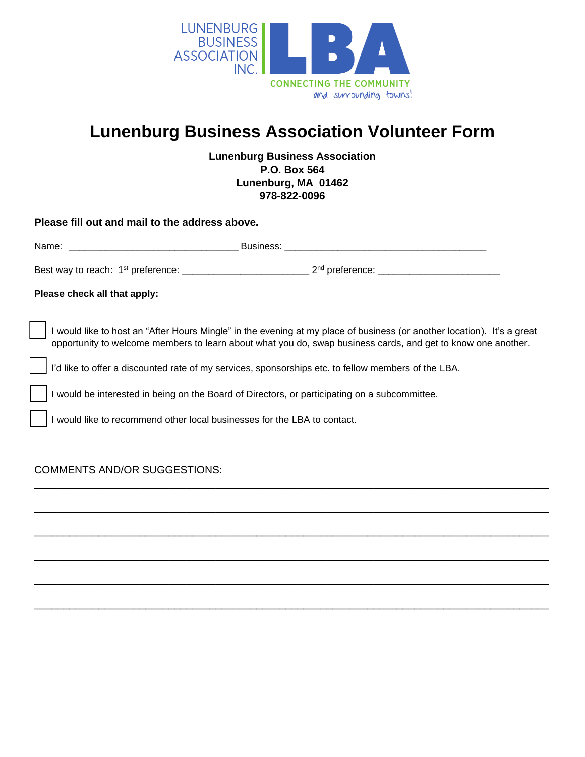LUNENBURG BUSINESS ASSOCIATION INC.

LBA

CONNECTING THE COMMUNITY

and surrounding towns!

# Lunenburg Business Association Volunteer Form

**Lunenburg Business Association**
**P.O. Box 564**
**Lunenburg, MA  01462**
**978-822-0096**

**Please fill out and mail to the address above.**

Name: _______________________________ Business: ____________________________________

Best way to reach:  1st preference: _______________________ 2nd preference: ______________________

**Please check all that apply:**

☐ I would like to host an “After Hours Mingle” in the evening at my place of business (or another location).  It’s a great opportunity to welcome members to learn about what you do, swap business cards, and get to know one another.

☐ I’d like to offer a discounted rate of my services, sponsorships etc. to fellow members of the LBA.

☐ I would be interested in being on the Board of Directors, or participating on a subcommittee.

☐ I would like to recommend other local businesses for the LBA to contact.

COMMENTS AND/OR SUGGESTIONS:

______________________________________________________________________________

______________________________________________________________________________

______________________________________________________________________________

______________________________________________________________________________

______________________________________________________________________________

______________________________________________________________________________